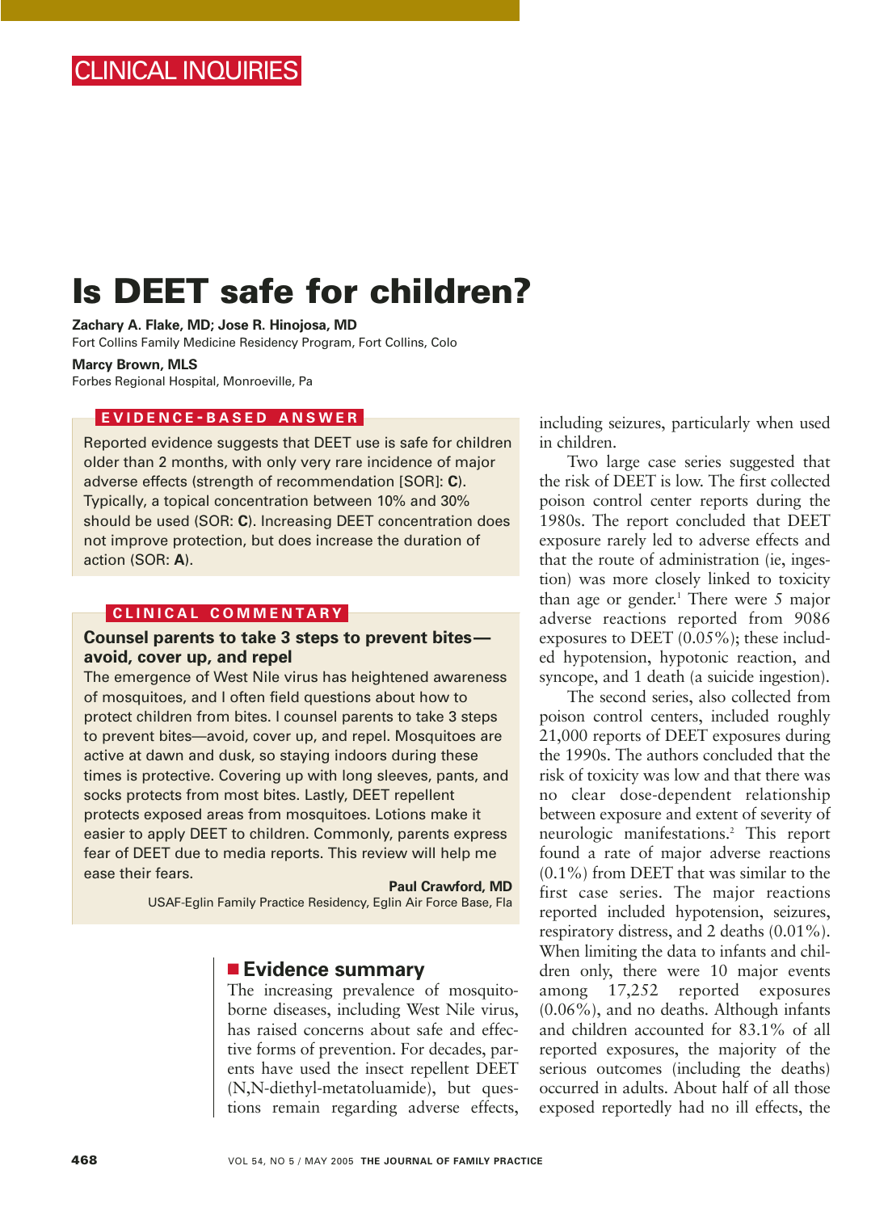CLINICAL INQUIRIES

# Is DEET safe for children?

**Zachary A. Flake, MD; Jose R. Hinojosa, MD**
Fort Collins Family Medicine Residency Program, Fort Collins, Colo

**Marcy Brown, MLS**
Forbes Regional Hospital, Monroeville, Pa

### EVIDENCE-BASED ANSWER

Reported evidence suggests that DEET use is safe for children older than 2 months, with only very rare incidence of major adverse effects (strength of recommendation [SOR]: **C**). Typically, a topical concentration between 10% and 30% should be used (SOR: **C**). Increasing DEET concentration does not improve protection, but does increase the duration of action (SOR: **A**).

### CLINICAL COMMENTARY

**Counsel parents to take 3 steps to prevent bites—avoid, cover up, and repel**

The emergence of West Nile virus has heightened awareness of mosquitoes, and I often field questions about how to protect children from bites. I counsel parents to take 3 steps to prevent bites—avoid, cover up, and repel. Mosquitoes are active at dawn and dusk, so staying indoors during these times is protective. Covering up with long sleeves, pants, and socks protects from most bites. Lastly, DEET repellent protects exposed areas from mosquitoes. Lotions make it easier to apply DEET to children. Commonly, parents express fear of DEET due to media reports. This review will help me ease their fears.

**Paul Crawford, MD**
USAF-Eglin Family Practice Residency, Eglin Air Force Base, Fla

## Evidence summary

The increasing prevalence of mosquito-borne diseases, including West Nile virus, has raised concerns about safe and effective forms of prevention. For decades, parents have used the insect repellent DEET (N,N-diethyl-metatoluamide), but questions remain regarding adverse effects, including seizures, particularly when used in children.

Two large case series suggested that the risk of DEET is low. The first collected poison control center reports during the 1980s. The report concluded that DEET exposure rarely led to adverse effects and that the route of administration (ie, ingestion) was more closely linked to toxicity than age or gender.[1] There were 5 major adverse reactions reported from 9086 exposures to DEET (0.05%); these included hypotension, hypotonic reaction, and syncope, and 1 death (a suicide ingestion).

The second series, also collected from poison control centers, included roughly 21,000 reports of DEET exposures during the 1990s. The authors concluded that the risk of toxicity was low and that there was no clear dose-dependent relationship between exposure and extent of severity of neurologic manifestations.[2] This report found a rate of major adverse reactions (0.1%) from DEET that was similar to the first case series. The major reactions reported included hypotension, seizures, respiratory distress, and 2 deaths (0.01%). When limiting the data to infants and children only, there were 10 major events among 17,252 reported exposures (0.06%), and no deaths. Although infants and children accounted for 83.1% of all reported exposures, the majority of the serious outcomes (including the deaths) occurred in adults. About half of all those exposed reportedly had no ill effects, the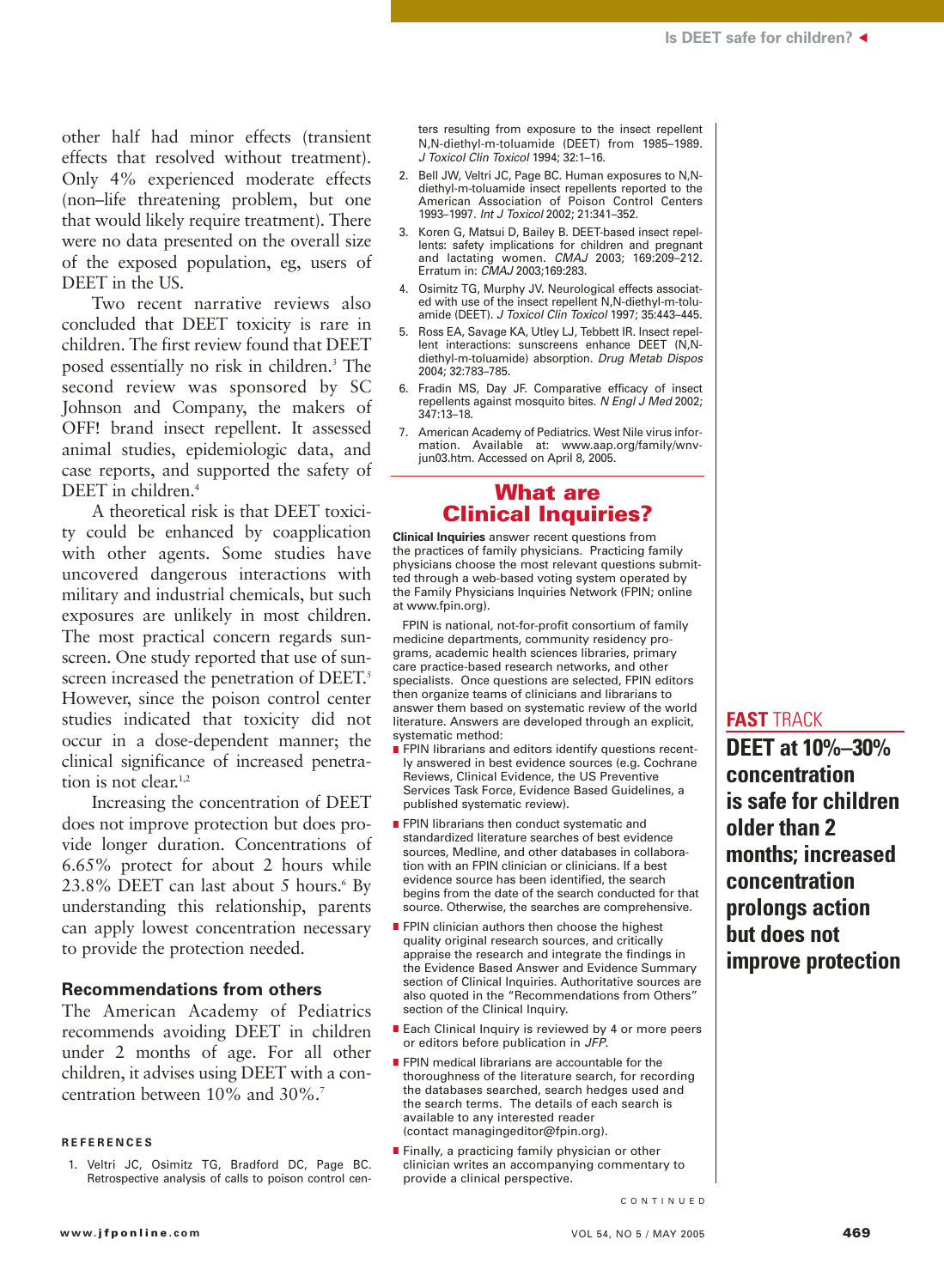other half had minor effects (transient effects that resolved without treatment). Only 4% experienced moderate effects (non–life threatening problem, but one that would likely require treatment). There were no data presented on the overall size of the exposed population, eg, users of DEET in the US.

Two recent narrative reviews also concluded that DEET toxicity is rare in children. The first review found that DEET posed essentially no risk in children.[3] The second review was sponsored by SC Johnson and Company, the makers of OFF! brand insect repellent. It assessed animal studies, epidemiologic data, and case reports, and supported the safety of DEET in children.[4]

A theoretical risk is that DEET toxicity could be enhanced by coapplication with other agents. Some studies have uncovered dangerous interactions with military and industrial chemicals, but such exposures are unlikely in most children. The most practical concern regards sunscreen. One study reported that use of sunscreen increased the penetration of DEET.[5] However, since the poison control center studies indicated that toxicity did not occur in a dose-dependent manner; the clinical significance of increased penetration is not clear.[1,2]

Increasing the concentration of DEET does not improve protection but does provide longer duration. Concentrations of 6.65% protect for about 2 hours while 23.8% DEET can last about 5 hours.[6] By understanding this relationship, parents can apply lowest concentration necessary to provide the protection needed.

### Recommendations from others

The American Academy of Pediatrics recommends avoiding DEET in children under 2 months of age. For all other children, it advises using DEET with a concentration between 10% and 30%.[7]

#### REFERENCES

1. Veltri JC, Osimitz TG, Bradford DC, Page BC. Retrospective analysis of calls to poison control centers resulting from exposure to the insect repellent N,N-diethyl-m-toluamide (DEET) from 1985–1989. *J Toxicol Clin Toxicol* 1994; 32:1–16.
2. Bell JW, Veltri JC, Page BC. Human exposures to N,N-diethyl-m-toluamide insect repellents reported to the American Association of Poison Control Centers 1993–1997. *Int J Toxicol* 2002; 21:341–352.
3. Koren G, Matsui D, Bailey B. DEET-based insect repellents: safety implications for children and pregnant and lactating women. *CMAJ* 2003; 169:209–212. Erratum in: *CMAJ* 2003;169:283.
4. Osimitz TG, Murphy JV. Neurological effects associated with use of the insect repellent N,N-diethyl-m-toluamide (DEET). *J Toxicol Clin Toxicol* 1997; 35:443–445.
5. Ross EA, Savage KA, Utley LJ, Tebbett IR. Insect repellent interactions: sunscreens enhance DEET (N,N-diethyl-m-toluamide) absorption. *Drug Metab Dispos* 2004; 32:783–785.
6. Fradin MS, Day JF. Comparative efficacy of insect repellents against mosquito bites. *N Engl J Med* 2002; 347:13–18.
7. American Academy of Pediatrics. West Nile virus information. Available at: www.aap.org/family/wnv-jun03.htm. Accessed on April 8, 2005.

## What are Clinical Inquiries?

**Clinical Inquiries** answer recent questions from the practices of family physicians. Practicing family physicians choose the most relevant questions submitted through a web-based voting system operated by the Family Physicians Inquiries Network (FPIN; online at www.fpin.org).

FPIN is national, not-for-profit consortium of family medicine departments, community residency programs, academic health sciences libraries, primary care practice-based research networks, and other specialists. Once questions are selected, FPIN editors then organize teams of clinicians and librarians to answer them based on systematic review of the world literature. Answers are developed through an explicit, systematic method:

- FPIN librarians and editors identify questions recently answered in best evidence sources (e.g. Cochrane Reviews, Clinical Evidence, the US Preventive Services Task Force, Evidence Based Guidelines, a published systematic review).
- FPIN librarians then conduct systematic and standardized literature searches of best evidence sources, Medline, and other databases in collaboration with an FPIN clinician or clinicians. If a best evidence source has been identified, the search begins from the date of the search conducted for that source. Otherwise, the searches are comprehensive.
- FPIN clinician authors then choose the highest quality original research sources, and critically appraise the research and integrate the findings in the Evidence Based Answer and Evidence Summary section of Clinical Inquiries. Authoritative sources are also quoted in the "Recommendations from Others" section of the Clinical Inquiry.
- Each Clinical Inquiry is reviewed by 4 or more peers or editors before publication in *JFP*.
- FPIN medical librarians are accountable for the thoroughness of the literature search, for recording the databases searched, search hedges used and the search terms. The details of each search is available to any interested reader (contact managingeditor@fpin.org).
- Finally, a practicing family physician or other clinician writes an accompanying commentary to provide a clinical perspective.

CONTINUED

**FAST TRACK**

**DEET at 10%–30% concentration is safe for children older than 2 months; increased concentration prolongs action but does not improve protection**